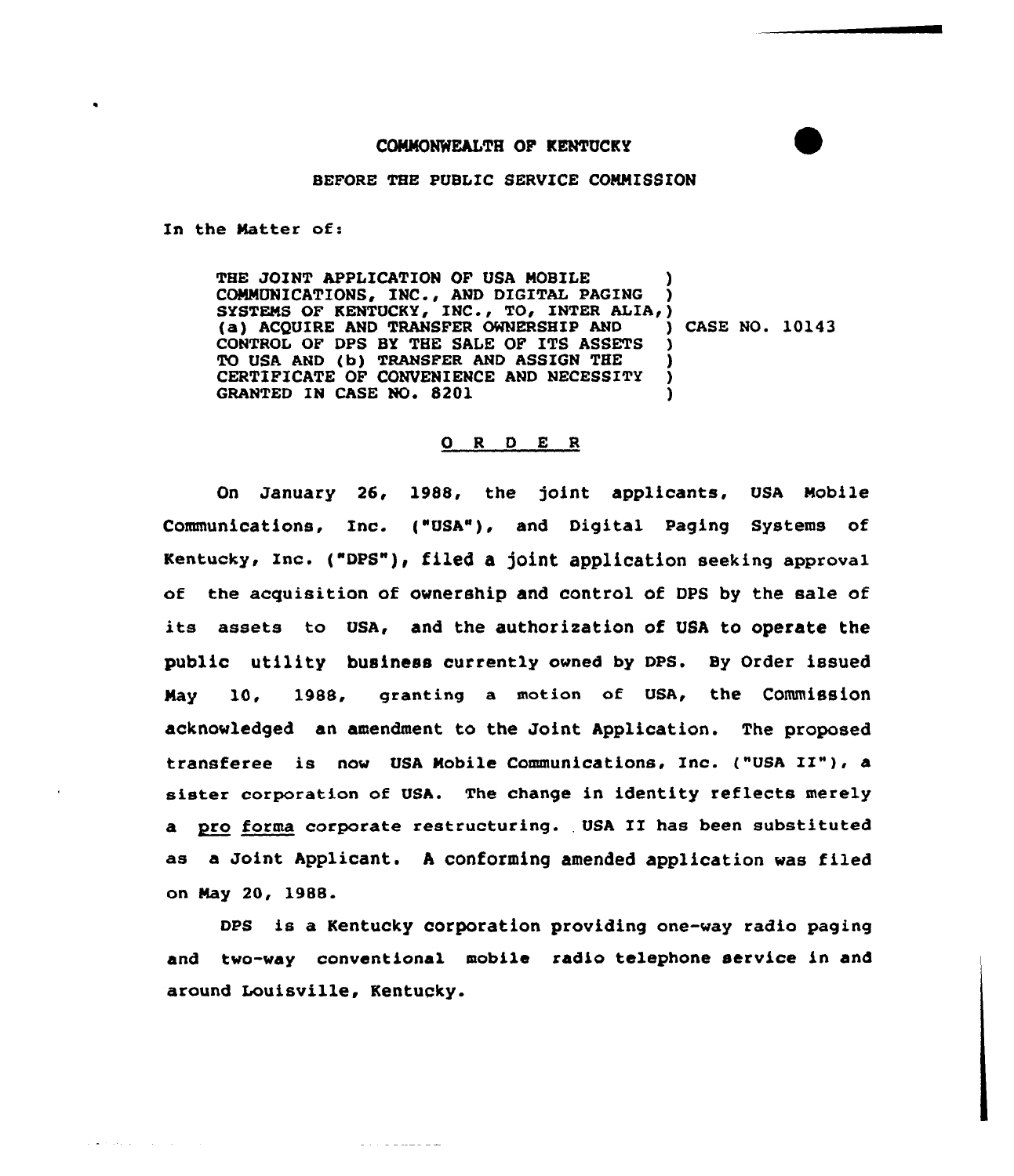COMMONWEALTH OF KENTUCKY

BEFORE THE PUBLIC SERVICE COMMISSION

In the Matter of:

| | | |
|---|---|---|
| THE JOINT APPLICATION OF USA MOBILE COMMUNICATIONS, INC., AND DIGITAL PAGING SYSTEMS OF KENTUCKY, INC., TO, INTER ALIA, (a) ACQUIRE AND TRANSFER OWNERSHIP AND CONTROL OF DPS BY THE SALE OF ITS ASSETS TO USA AND (b) TRANSFER AND ASSIGN THE CERTIFICATE OF CONVENIENCE AND NECESSITY GRANTED IN CASE NO. 8201 | ) | CASE NO. 10143 |

## O R D E R

On January 26, 1988, the joint applicants, USA Mobile Communications, Inc. ("USA"), and Digital Paging Systems of Kentucky, Inc. ("DPS"), filed a joint application seeking approval of the acquisition of ownership and control of DPS by the sale of its assets to USA, and the authorization of USA to operate the public utility business currently owned by DPS. By Order issued May 10, 1988, granting a motion of USA, the Commission acknowledged an amendment to the Joint Application. The proposed transferee is now USA Mobile Communications, Inc. ("USA II"), a sister corporation of USA. The change in identity reflects merely a pro forma corporate restructuring. USA II has been substituted as a Joint Applicant. A conforming amended application was filed on May 20, 1988.

DPS is a Kentucky corporation providing one-way radio paging and two-way conventional mobile radio telephone service in and around Louisville, Kentucky.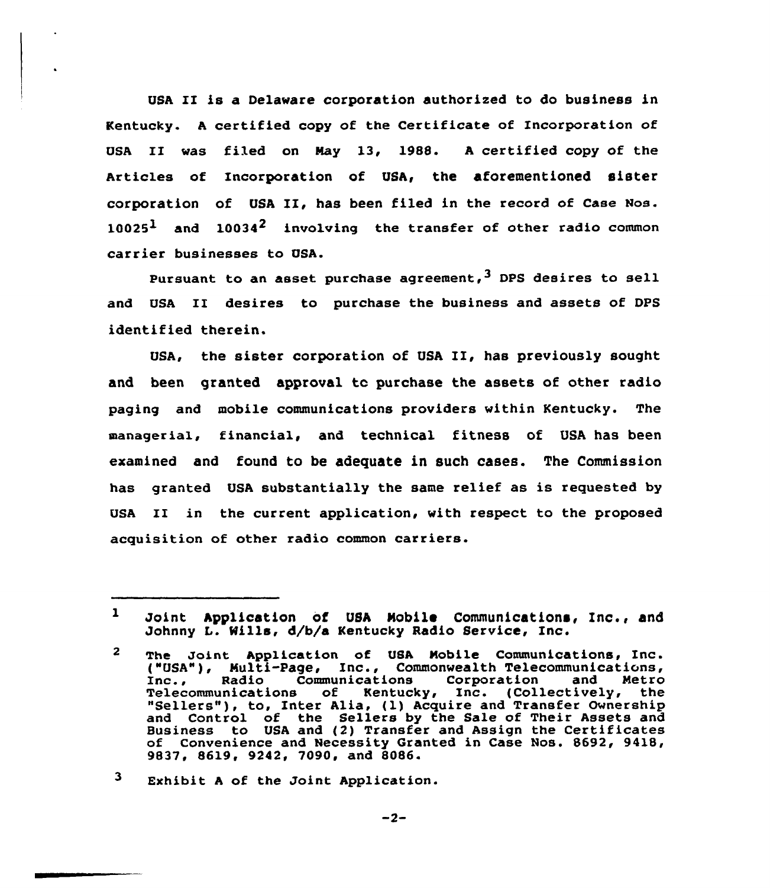USA II is a Delaware corporation authorized to do business in Kentucky. A certified copy of the Certificate of Incorporation of USA II was filed on May 13, 1988. A certified copy of the Articles of Incorporation of USA, the aforementioned sister corporation of USA II, has been filed in the record of Case Nos. 10025[1] and 10034[2] involving the transfer of other radio common carrier businesses to USA.

Pursuant to an asset purchase agreement,[3] DPS desires to sell and USA II desires to purchase the business and assets of DPS identified therein.

USA, the sister corporation of USA II, has previously sought and been granted approval to purchase the assets of other radio paging and mobile communications providers within Kentucky. The managerial, financial, and technical fitness of USA has been examined and found to be adequate in such cases. The Commission has granted USA substantially the same relief as is requested by USA II in the current application, with respect to the proposed acquisition of other radio common carriers.

---

[1] Joint Application of USA Mobile Communications, Inc., and Johnny L. Wills, d/b/a Kentucky Radio Service, Inc.

[2] The Joint Application of USA Mobile Communications, Inc. ("USA"), Multi-Page, Inc., Commonwealth Telecommunications, Inc., Radio Communications Corporation and Metro Telecommunications of Kentucky, Inc. (Collectively, the "Sellers"), to, Inter Alia, (1) Acquire and Transfer Ownership and Control of the Sellers by the Sale of Their Assets and Business to USA and (2) Transfer and Assign the Certificates of Convenience and Necessity Granted in Case Nos. 8692, 9418, 9837, 8619, 9242, 7090, and 8086.

[3] Exhibit A of the Joint Application.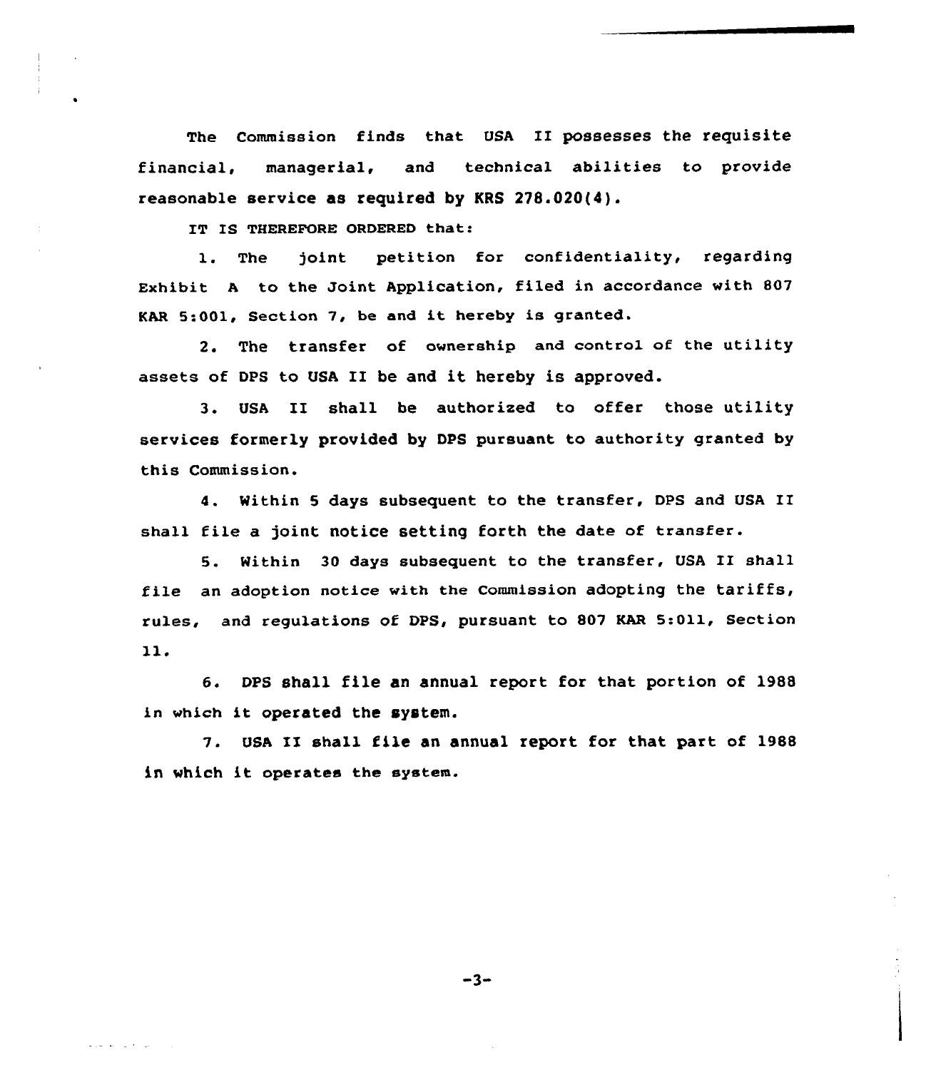The Commission finds that USA II possesses the requisite financial, managerial, and technical abilities to provide reasonable service as required by KRS 278.020(4).

IT IS THEREFORE ORDERED that:

1. The joint petition for confidentiality, regarding Exhibit A to the Joint Application, filed in accordance with 807 KAR 5:001, Section 7, be and it hereby is granted.

2. The transfer of ownership and control of the utility assets of DPS to USA II be and it hereby is approved.

3. USA II shall be authorized to offer those utility services formerly provided by DPS pursuant to authority granted by this Commission.

4. Within 5 days subsequent to the transfer, DPS and USA II shall file a joint notice setting forth the date of transfer.

5. Within 30 days subsequent to the transfer, USA II shall file an adoption notice with the Commission adopting the tariffs, rules, and regulations of DPS, pursuant to 807 KAR 5:011, Section 11.

6. DPS shall file an annual report for that portion of 1988 in which it operated the system.

7. USA II shall file an annual report for that part of 1988 in which it operates the system.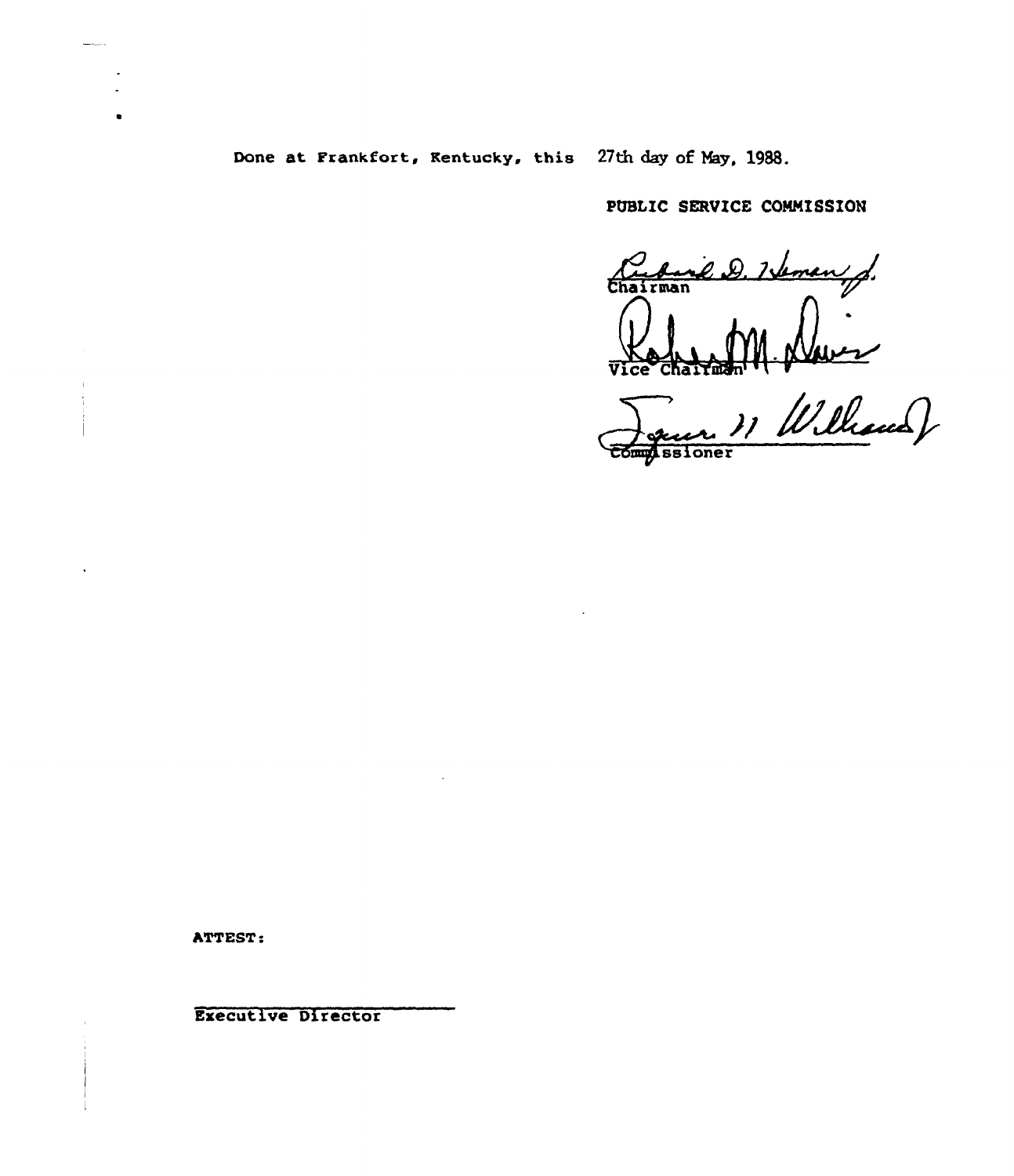Done at Frankfort, Kentucky, this 27th day of May, 1988.

PUBLIC SERVICE COMMISSION

Chairman

Vice Chairman

Commissioner

ATTEST:

Executive Director